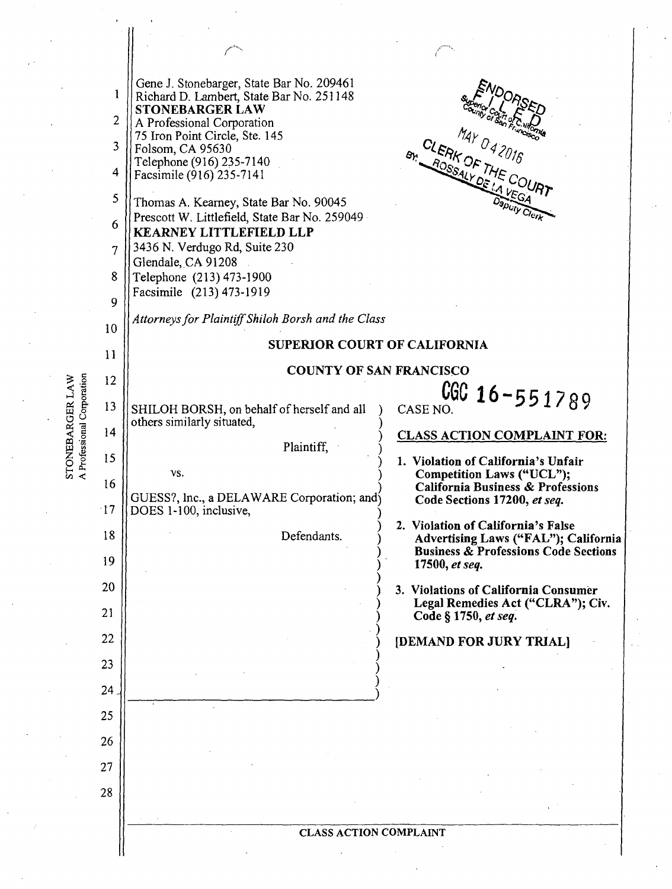Gene J. Stonebarger, State Bar No. 209461
Richard D. Lambert, State Bar No. 251148
**STONEBARGER LAW**
A Professional Corporation
75 Iron Point Circle, Ste. 145
Folsom, CA 95630
Telephone (916) 235-7140
Facsimile (916) 235-7141

Thomas A. Kearney, State Bar No. 90045
Prescott W. Littlefield, State Bar No. 259049
**KEARNEY LITTLEFIELD LLP**
3436 N. Verdugo Rd, Suite 230
Glendale, CA 91208
Telephone (213) 473-1900
Facsimile (213) 473-1919

*Attorneys for Plaintiff Shiloh Borsh and the Class*

ENDORSED
FILED
Superior Court of California
County of San Francisco
MAY 04 2016
CLERK OF THE COURT
BY: ROSSALY DE LA VEGA
Deputy Clerk

**SUPERIOR COURT OF CALIFORNIA**

**COUNTY OF SAN FRANCISCO**

SHILOH BORSH, on behalf of herself and all others similarly situated,

Plaintiff,

vs.

GUESS?, Inc., a DELAWARE Corporation; and DOES 1-100, inclusive,

Defendants.

CASE NO. CGC 16-551789

**CLASS ACTION COMPLAINT FOR:**

1. **Violation of California's Unfair Competition Laws ("UCL"); California Business & Professions Code Sections 17200, *et seq.***
2. **Violation of California's False Advertising Laws ("FAL"); California Business & Professions Code Sections 17500, *et seq.***
3. **Violations of California Consumer Legal Remedies Act ("CLRA"); Civ. Code § 1750, *et seq.***

**[DEMAND FOR JURY TRIAL]**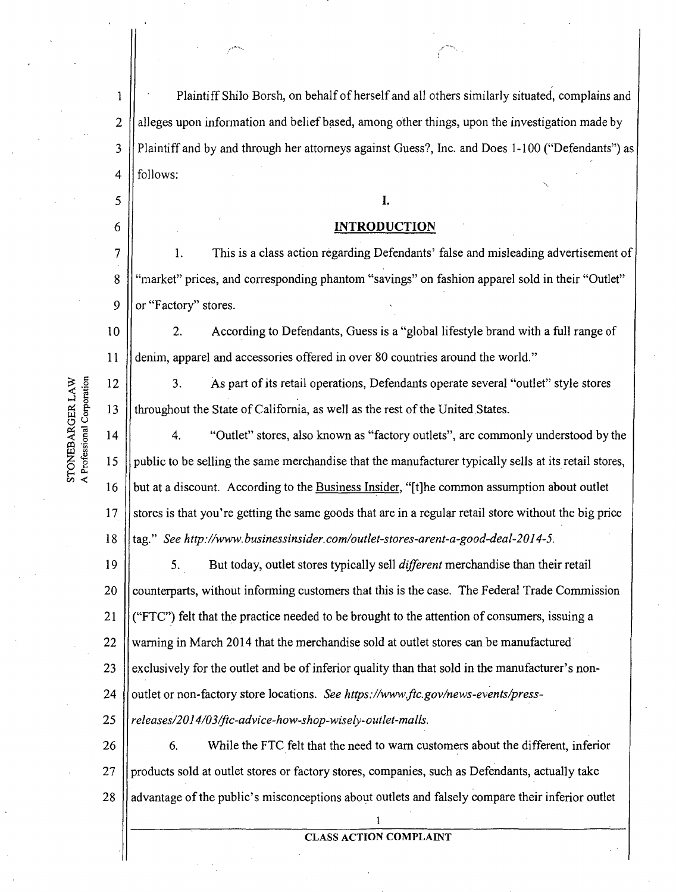Plaintiff Shilo Borsh, on behalf of herself and all others similarly situated, complains and alleges upon information and belief based, among other things, upon the investigation made by Plaintiff and by and through her attorneys against Guess?, Inc. and Does 1-100 ("Defendants") as follows:

## I.

## INTRODUCTION

1. This is a class action regarding Defendants' false and misleading advertisement of "market" prices, and corresponding phantom "savings" on fashion apparel sold in their "Outlet" or "Factory" stores.

2. According to Defendants, Guess is a "global lifestyle brand with a full range of denim, apparel and accessories offered in over 80 countries around the world."

3. As part of its retail operations, Defendants operate several "outlet" style stores throughout the State of California, as well as the rest of the United States.

4. "Outlet" stores, also known as "factory outlets", are commonly understood by the public to be selling the same merchandise that the manufacturer typically sells at its retail stores, but at a discount. According to the Business Insider, "[t]he common assumption about outlet stores is that you're getting the same goods that are in a regular retail store without the big price tag." *See http://www.businessinsider.com/outlet-stores-arent-a-good-deal-2014-5.*

5. But today, outlet stores typically sell *different* merchandise than their retail counterparts, without informing customers that this is the case. The Federal Trade Commission ("FTC") felt that the practice needed to be brought to the attention of consumers, issuing a warning in March 2014 that the merchandise sold at outlet stores can be manufactured exclusively for the outlet and be of inferior quality than that sold in the manufacturer's non-outlet or non-factory store locations. *See https://www.ftc.gov/news-events/press-releases/2014/03/ftc-advice-how-shop-wisely-outlet-malls.*

6. While the FTC felt that the need to warn customers about the different, inferior products sold at outlet stores or factory stores, companies, such as Defendants, actually take advantage of the public's misconceptions about outlets and falsely compare their inferior outlet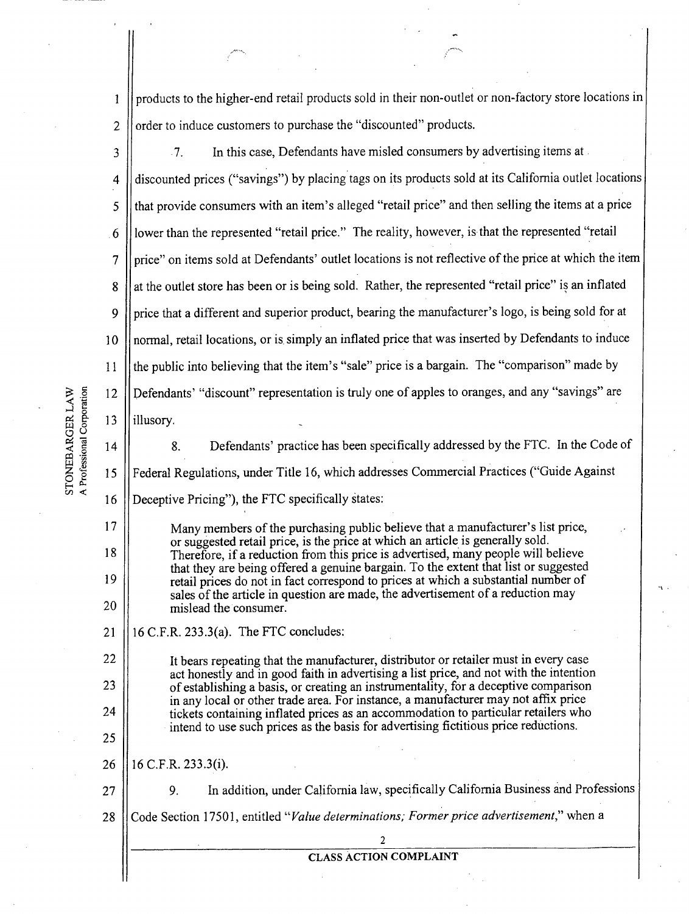products to the higher-end retail products sold in their non-outlet or non-factory store locations in order to induce customers to purchase the "discounted" products.

7. In this case, Defendants have misled consumers by advertising items at discounted prices ("savings") by placing tags on its products sold at its California outlet locations that provide consumers with an item's alleged "retail price" and then selling the items at a price lower than the represented "retail price." The reality, however, is that the represented "retail price" on items sold at Defendants' outlet locations is not reflective of the price at which the item at the outlet store has been or is being sold. Rather, the represented "retail price" is an inflated price that a different and superior product, bearing the manufacturer's logo, is being sold for at normal, retail locations, or is simply an inflated price that was inserted by Defendants to induce the public into believing that the item's "sale" price is a bargain. The "comparison" made by Defendants' "discount" representation is truly one of apples to oranges, and any "savings" are illusory.

8. Defendants' practice has been specifically addressed by the FTC. In the Code of Federal Regulations, under Title 16, which addresses Commercial Practices ("Guide Against Deceptive Pricing"), the FTC specifically states:

> Many members of the purchasing public believe that a manufacturer's list price, or suggested retail price, is the price at which an article is generally sold. Therefore, if a reduction from this price is advertised, many people will believe that they are being offered a genuine bargain. To the extent that list or suggested retail prices do not in fact correspond to prices at which a substantial number of sales of the article in question are made, the advertisement of a reduction may mislead the consumer.

16 C.F.R. 233.3(a). The FTC concludes:

> It bears repeating that the manufacturer, distributor or retailer must in every case act honestly and in good faith in advertising a list price, and not with the intention of establishing a basis, or creating an instrumentality, for a deceptive comparison in any local or other trade area. For instance, a manufacturer may not affix price tickets containing inflated prices as an accommodation to particular retailers who intend to use such prices as the basis for advertising fictitious price reductions.

16 C.F.R. 233.3(i).

9. In addition, under California law, specifically California Business and Professions Code Section 17501, entitled "*Value determinations; Former price advertisement*," when a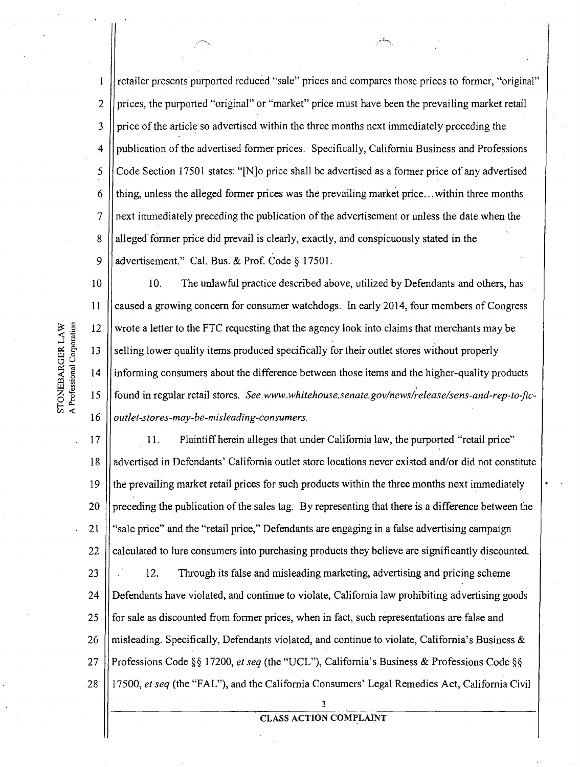retailer presents purported reduced "sale" prices and compares those prices to former, "original" prices, the purported "original" or "market" price must have been the prevailing market retail price of the article so advertised within the three months next immediately preceding the publication of the advertised former prices. Specifically, California Business and Professions Code Section 17501 states: "[N]o price shall be advertised as a former price of any advertised thing, unless the alleged former prices was the prevailing market price…within three months next immediately preceding the publication of the advertisement or unless the date when the alleged former price did prevail is clearly, exactly, and conspicuously stated in the advertisement." Cal. Bus. & Prof. Code § 17501.

10. The unlawful practice described above, utilized by Defendants and others, has caused a growing concern for consumer watchdogs. In early 2014, four members of Congress wrote a letter to the FTC requesting that the agency look into claims that merchants may be selling lower quality items produced specifically for their outlet stores without properly informing consumers about the difference between those items and the higher-quality products found in regular retail stores. *See www.whitehouse.senate.gov/news/release/sens-and-rep-to-ftc-outlet-stores-may-be-misleading-consumers.*

11. Plaintiff herein alleges that under California law, the purported "retail price" advertised in Defendants' California outlet store locations never existed and/or did not constitute the prevailing market retail prices for such products within the three months next immediately preceding the publication of the sales tag. By representing that there is a difference between the "sale price" and the "retail price," Defendants are engaging in a false advertising campaign calculated to lure consumers into purchasing products they believe are significantly discounted.

12. Through its false and misleading marketing, advertising and pricing scheme Defendants have violated, and continue to violate, California law prohibiting advertising goods for sale as discounted from former prices, when in fact, such representations are false and misleading. Specifically, Defendants violated, and continue to violate, California's Business & Professions Code §§ 17200, *et seq* (the "UCL"), California's Business & Professions Code §§ 17500, *et seq* (the "FAL"), and the California Consumers' Legal Remedies Act, California Civil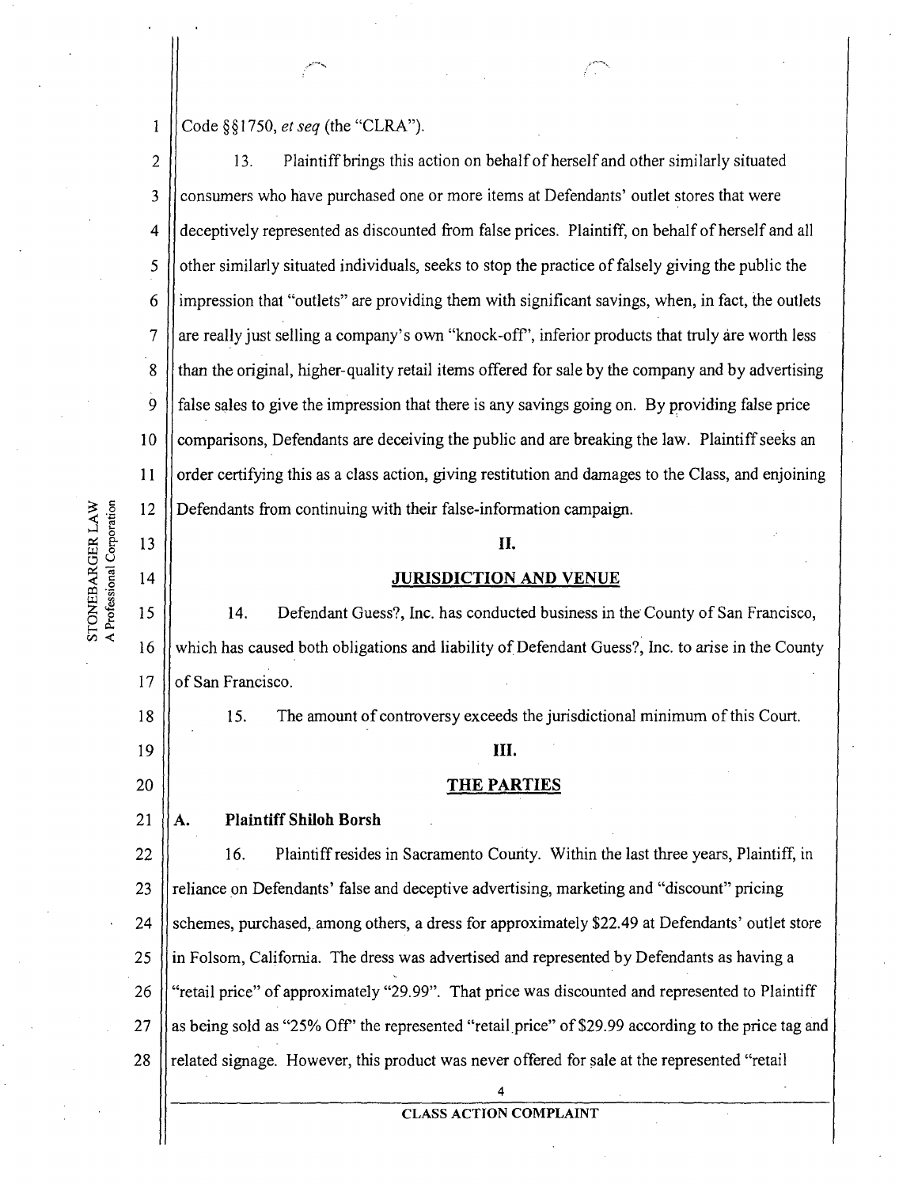Code §§1750, *et seq* (the "CLRA").

13. Plaintiff brings this action on behalf of herself and other similarly situated consumers who have purchased one or more items at Defendants' outlet stores that were deceptively represented as discounted from false prices. Plaintiff, on behalf of herself and all other similarly situated individuals, seeks to stop the practice of falsely giving the public the impression that "outlets" are providing them with significant savings, when, in fact, the outlets are really just selling a company's own "knock-off", inferior products that truly are worth less than the original, higher-quality retail items offered for sale by the company and by advertising false sales to give the impression that there is any savings going on. By providing false price comparisons, Defendants are deceiving the public and are breaking the law. Plaintiff seeks an order certifying this as a class action, giving restitution and damages to the Class, and enjoining Defendants from continuing with their false-information campaign.

## II.

## JURISDICTION AND VENUE

14. Defendant Guess?, Inc. has conducted business in the County of San Francisco, which has caused both obligations and liability of Defendant Guess?, Inc. to arise in the County of San Francisco.

15. The amount of controversy exceeds the jurisdictional minimum of this Court.

## III.

## THE PARTIES

### A. Plaintiff Shiloh Borsh

16. Plaintiff resides in Sacramento County. Within the last three years, Plaintiff, in reliance on Defendants' false and deceptive advertising, marketing and "discount" pricing schemes, purchased, among others, a dress for approximately $22.49 at Defendants' outlet store in Folsom, California. The dress was advertised and represented by Defendants as having a "retail price" of approximately "29.99". That price was discounted and represented to Plaintiff as being sold as "25% Off" the represented "retail price" of $29.99 according to the price tag and related signage. However, this product was never offered for sale at the represented "retail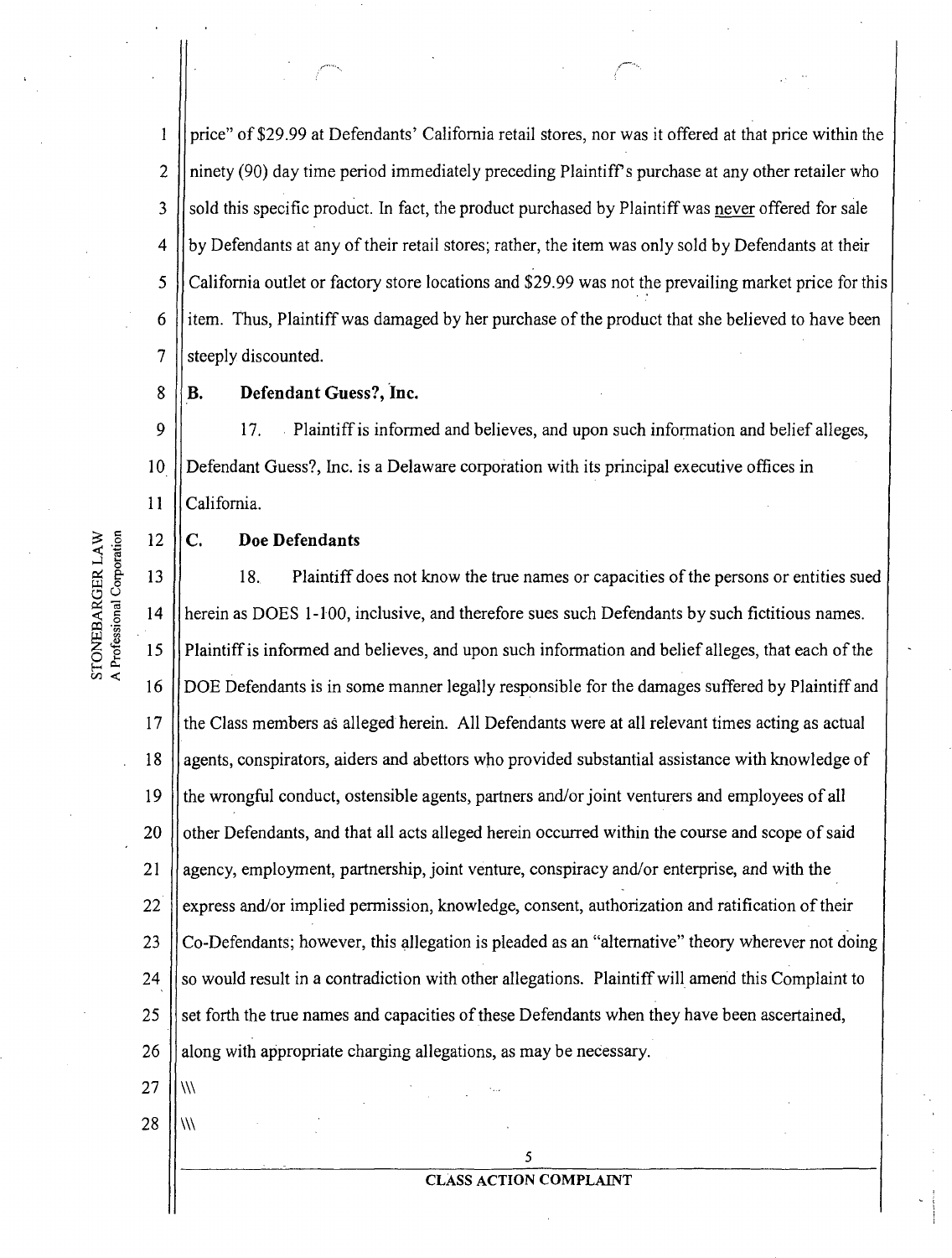price" of $29.99 at Defendants' California retail stores, nor was it offered at that price within the ninety (90) day time period immediately preceding Plaintiff's purchase at any other retailer who sold this specific product. In fact, the product purchased by Plaintiff was never offered for sale by Defendants at any of their retail stores; rather, the item was only sold by Defendants at their California outlet or factory store locations and $29.99 was not the prevailing market price for this item. Thus, Plaintiff was damaged by her purchase of the product that she believed to have been steeply discounted.

**B. Defendant Guess?, Inc.**

17. Plaintiff is informed and believes, and upon such information and belief alleges, Defendant Guess?, Inc. is a Delaware corporation with its principal executive offices in California.

**C. Doe Defendants**

18. Plaintiff does not know the true names or capacities of the persons or entities sued herein as DOES 1-100, inclusive, and therefore sues such Defendants by such fictitious names. Plaintiff is informed and believes, and upon such information and belief alleges, that each of the DOE Defendants is in some manner legally responsible for the damages suffered by Plaintiff and the Class members as alleged herein. All Defendants were at all relevant times acting as actual agents, conspirators, aiders and abettors who provided substantial assistance with knowledge of the wrongful conduct, ostensible agents, partners and/or joint venturers and employees of all other Defendants, and that all acts alleged herein occurred within the course and scope of said agency, employment, partnership, joint venture, conspiracy and/or enterprise, and with the express and/or implied permission, knowledge, consent, authorization and ratification of their Co-Defendants; however, this allegation is pleaded as an "alternative" theory wherever not doing so would result in a contradiction with other allegations. Plaintiff will amend this Complaint to set forth the true names and capacities of these Defendants when they have been ascertained, along with appropriate charging allegations, as may be necessary.

\\\

\\\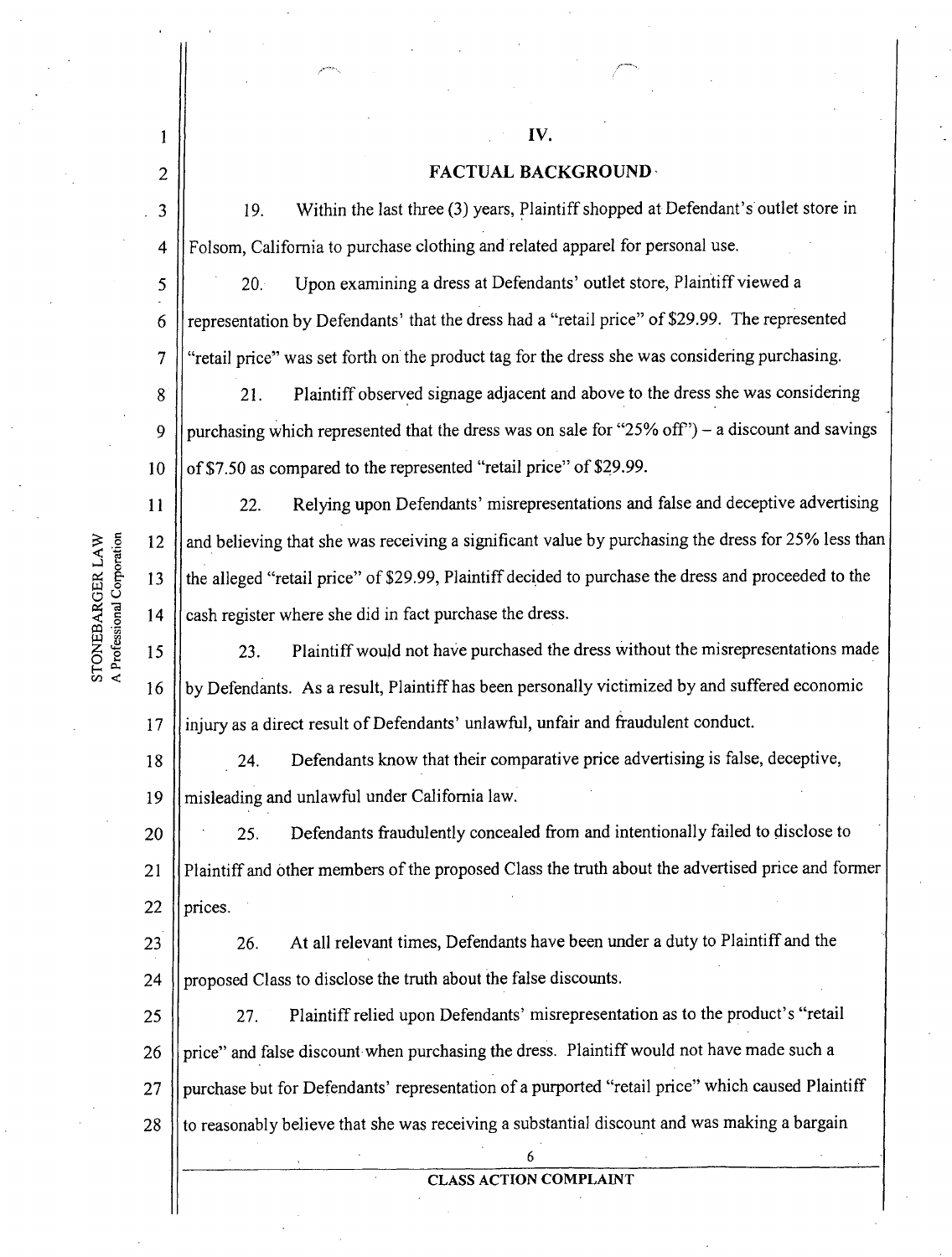## IV.

## FACTUAL BACKGROUND

19. Within the last three (3) years, Plaintiff shopped at Defendant's outlet store in Folsom, California to purchase clothing and related apparel for personal use.

20. Upon examining a dress at Defendants' outlet store, Plaintiff viewed a representation by Defendants' that the dress had a "retail price" of $29.99. The represented "retail price" was set forth on the product tag for the dress she was considering purchasing.

21. Plaintiff observed signage adjacent and above to the dress she was considering purchasing which represented that the dress was on sale for "25% off") – a discount and savings of $7.50 as compared to the represented "retail price" of $29.99.

22. Relying upon Defendants' misrepresentations and false and deceptive advertising and believing that she was receiving a significant value by purchasing the dress for 25% less than the alleged "retail price" of $29.99, Plaintiff decided to purchase the dress and proceeded to the cash register where she did in fact purchase the dress.

23. Plaintiff would not have purchased the dress without the misrepresentations made by Defendants. As a result, Plaintiff has been personally victimized by and suffered economic injury as a direct result of Defendants' unlawful, unfair and fraudulent conduct.

24. Defendants know that their comparative price advertising is false, deceptive, misleading and unlawful under California law.

25. Defendants fraudulently concealed from and intentionally failed to disclose to Plaintiff and other members of the proposed Class the truth about the advertised price and former prices.

26. At all relevant times, Defendants have been under a duty to Plaintiff and the proposed Class to disclose the truth about the false discounts.

27. Plaintiff relied upon Defendants' misrepresentation as to the product's "retail price" and false discount when purchasing the dress. Plaintiff would not have made such a purchase but for Defendants' representation of a purported "retail price" which caused Plaintiff to reasonably believe that she was receiving a substantial discount and was making a bargain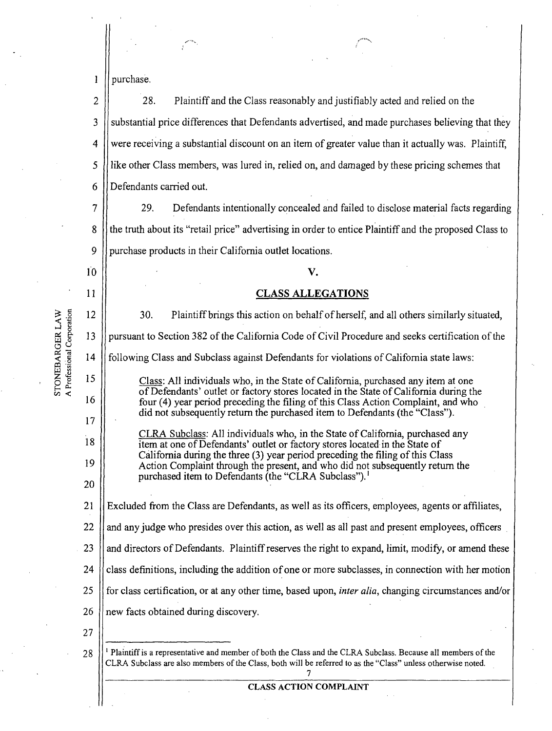purchase.

28. Plaintiff and the Class reasonably and justifiably acted and relied on the substantial price differences that Defendants advertised, and made purchases believing that they were receiving a substantial discount on an item of greater value than it actually was. Plaintiff, like other Class members, was lured in, relied on, and damaged by these pricing schemes that Defendants carried out.

29. Defendants intentionally concealed and failed to disclose material facts regarding the truth about its "retail price" advertising in order to entice Plaintiff and the proposed Class to purchase products in their California outlet locations.

## V.

## CLASS ALLEGATIONS

30. Plaintiff brings this action on behalf of herself, and all others similarly situated, pursuant to Section 382 of the California Code of Civil Procedure and seeks certification of the following Class and Subclass against Defendants for violations of California state laws:

> Class: All individuals who, in the State of California, purchased any item at one of Defendants' outlet or factory stores located in the State of California during the four (4) year period preceding the filing of this Class Action Complaint, and who did not subsequently return the purchased item to Defendants (the "Class").
>
> CLRA Subclass: All individuals who, in the State of California, purchased any item at one of Defendants' outlet or factory stores located in the State of California during the three (3) year period preceding the filing of this Class Action Complaint through the present, and who did not subsequently return the purchased item to Defendants (the "CLRA Subclass").[1]

Excluded from the Class are Defendants, as well as its officers, employees, agents or affiliates, and any judge who presides over this action, as well as all past and present employees, officers and directors of Defendants. Plaintiff reserves the right to expand, limit, modify, or amend these class definitions, including the addition of one or more subclasses, in connection with her motion for class certification, or at any other time, based upon, *inter alia*, changing circumstances and/or new facts obtained during discovery.

---

[1] Plaintiff is a representative and member of both the Class and the CLRA Subclass. Because all members of the CLRA Subclass are also members of the Class, both will be referred to as the "Class" unless otherwise noted.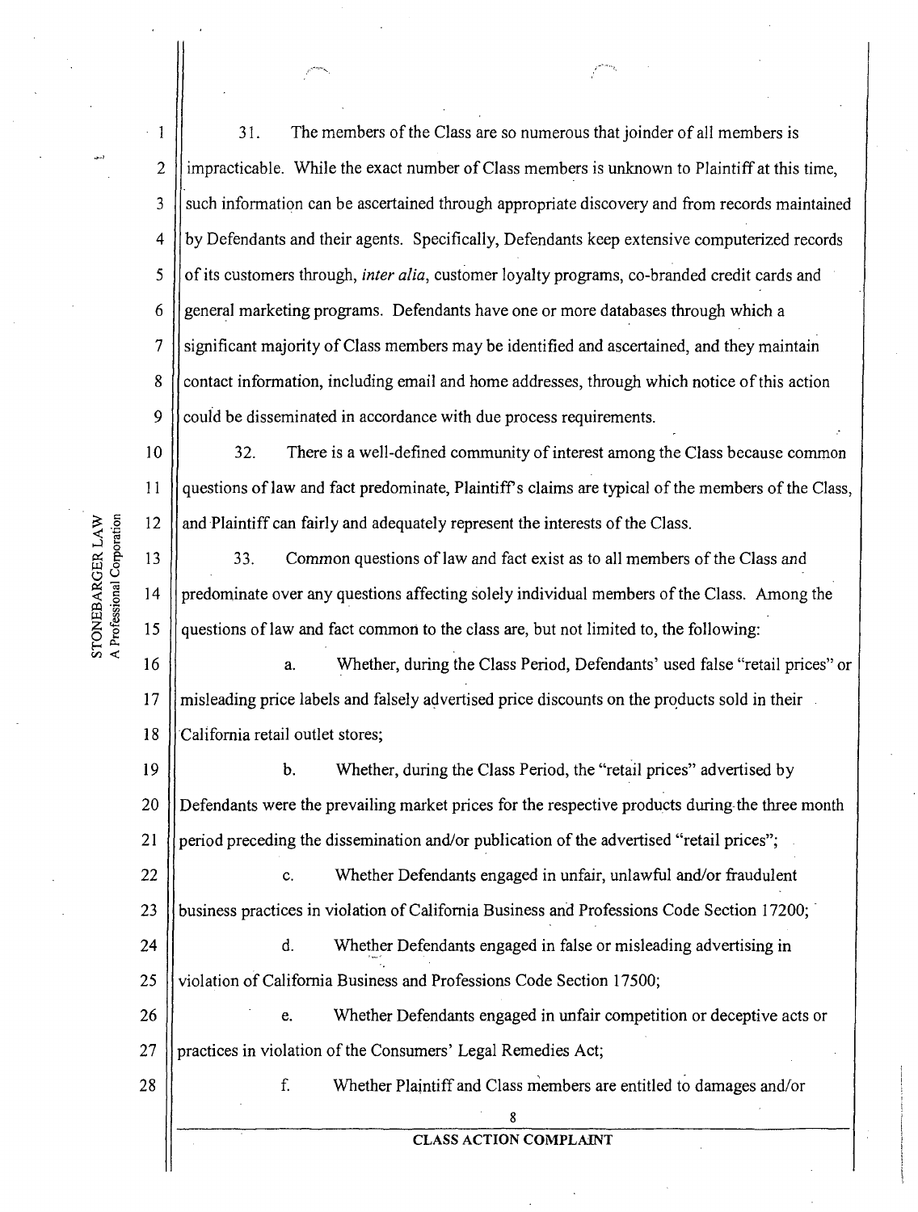31. The members of the Class are so numerous that joinder of all members is impracticable. While the exact number of Class members is unknown to Plaintiff at this time, such information can be ascertained through appropriate discovery and from records maintained by Defendants and their agents. Specifically, Defendants keep extensive computerized records of its customers through, *inter alia*, customer loyalty programs, co-branded credit cards and general marketing programs. Defendants have one or more databases through which a significant majority of Class members may be identified and ascertained, and they maintain contact information, including email and home addresses, through which notice of this action could be disseminated in accordance with due process requirements.

32. There is a well-defined community of interest among the Class because common questions of law and fact predominate, Plaintiff's claims are typical of the members of the Class, and Plaintiff can fairly and adequately represent the interests of the Class.

33. Common questions of law and fact exist as to all members of the Class and predominate over any questions affecting solely individual members of the Class. Among the questions of law and fact common to the class are, but not limited to, the following:

a. Whether, during the Class Period, Defendants' used false "retail prices" or misleading price labels and falsely advertised price discounts on the products sold in their California retail outlet stores;

b. Whether, during the Class Period, the "retail prices" advertised by Defendants were the prevailing market prices for the respective products during the three month period preceding the dissemination and/or publication of the advertised "retail prices";

c. Whether Defendants engaged in unfair, unlawful and/or fraudulent business practices in violation of California Business and Professions Code Section 17200;

d. Whether Defendants engaged in false or misleading advertising in violation of California Business and Professions Code Section 17500;

e. Whether Defendants engaged in unfair competition or deceptive acts or practices in violation of the Consumers' Legal Remedies Act;

f. Whether Plaintiff and Class members are entitled to damages and/or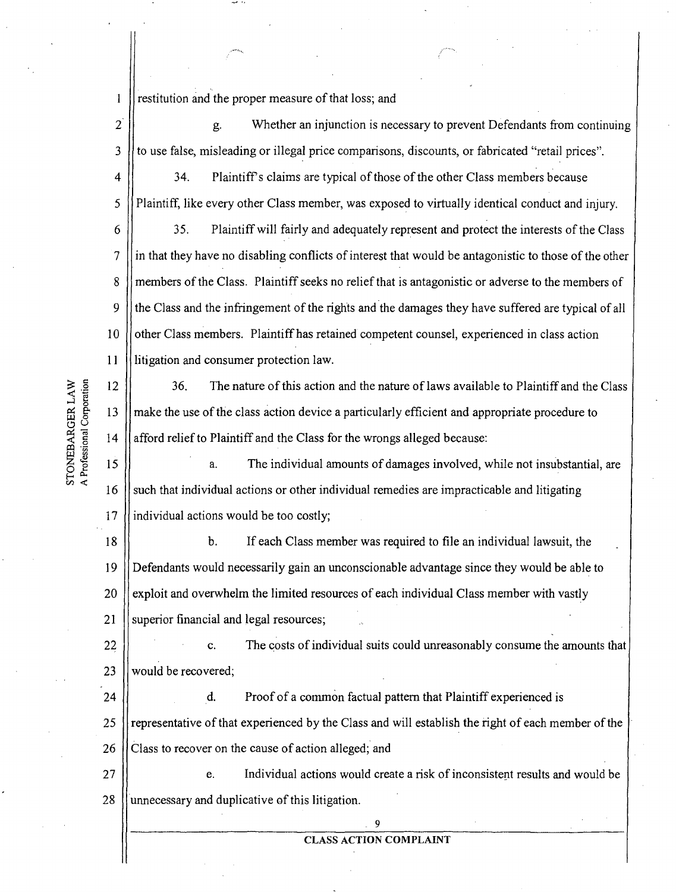restitution and the proper measure of that loss; and

g. Whether an injunction is necessary to prevent Defendants from continuing to use false, misleading or illegal price comparisons, discounts, or fabricated "retail prices".

34. Plaintiff's claims are typical of those of the other Class members because Plaintiff, like every other Class member, was exposed to virtually identical conduct and injury.

35. Plaintiff will fairly and adequately represent and protect the interests of the Class in that they have no disabling conflicts of interest that would be antagonistic to those of the other members of the Class. Plaintiff seeks no relief that is antagonistic or adverse to the members of the Class and the infringement of the rights and the damages they have suffered are typical of all other Class members. Plaintiff has retained competent counsel, experienced in class action litigation and consumer protection law.

36. The nature of this action and the nature of laws available to Plaintiff and the Class make the use of the class action device a particularly efficient and appropriate procedure to afford relief to Plaintiff and the Class for the wrongs alleged because:

a. The individual amounts of damages involved, while not insubstantial, are such that individual actions or other individual remedies are impracticable and litigating individual actions would be too costly;

b. If each Class member was required to file an individual lawsuit, the Defendants would necessarily gain an unconscionable advantage since they would be able to exploit and overwhelm the limited resources of each individual Class member with vastly superior financial and legal resources;

c. The costs of individual suits could unreasonably consume the amounts that would be recovered;

d. Proof of a common factual pattern that Plaintiff experienced is representative of that experienced by the Class and will establish the right of each member of the Class to recover on the cause of action alleged; and

e. Individual actions would create a risk of inconsistent results and would be unnecessary and duplicative of this litigation.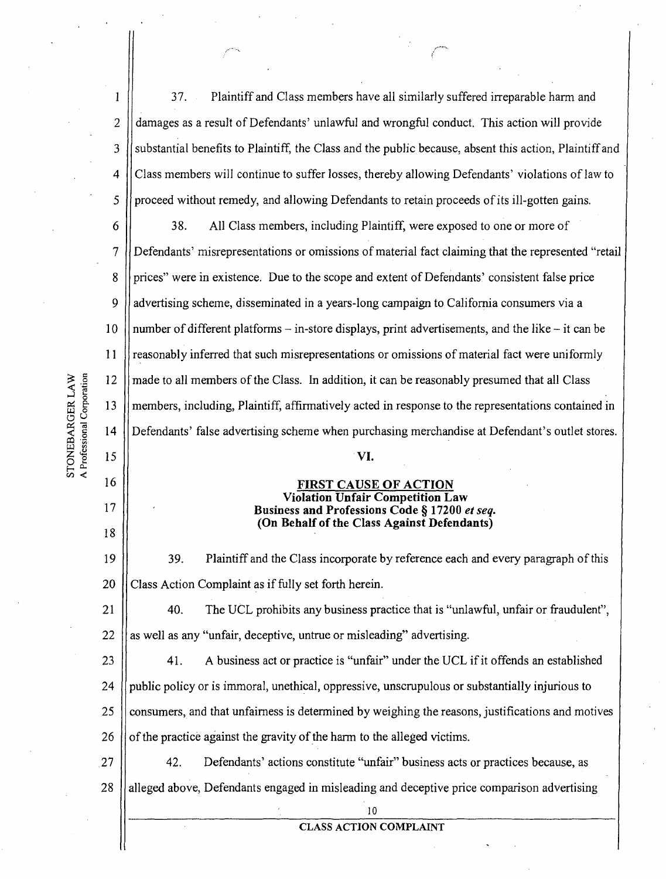37. Plaintiff and Class members have all similarly suffered irreparable harm and damages as a result of Defendants' unlawful and wrongful conduct. This action will provide substantial benefits to Plaintiff, the Class and the public because, absent this action, Plaintiff and Class members will continue to suffer losses, thereby allowing Defendants' violations of law to proceed without remedy, and allowing Defendants to retain proceeds of its ill-gotten gains.

38. All Class members, including Plaintiff, were exposed to one or more of Defendants' misrepresentations or omissions of material fact claiming that the represented "retail prices" were in existence. Due to the scope and extent of Defendants' consistent false price advertising scheme, disseminated in a years-long campaign to California consumers via a number of different platforms – in-store displays, print advertisements, and the like – it can be reasonably inferred that such misrepresentations or omissions of material fact were uniformly made to all members of the Class. In addition, it can be reasonably presumed that all Class members, including, Plaintiff, affirmatively acted in response to the representations contained in Defendants' false advertising scheme when purchasing merchandise at Defendant's outlet stores.

## VI.

## FIRST CAUSE OF ACTION
**Violation Unfair Competition Law**
**Business and Professions Code § 17200 *et seq.***
**(On Behalf of the Class Against Defendants)**

39. Plaintiff and the Class incorporate by reference each and every paragraph of this Class Action Complaint as if fully set forth herein.

40. The UCL prohibits any business practice that is "unlawful, unfair or fraudulent", as well as any "unfair, deceptive, untrue or misleading" advertising.

41. A business act or practice is "unfair" under the UCL if it offends an established public policy or is immoral, unethical, oppressive, unscrupulous or substantially injurious to consumers, and that unfairness is determined by weighing the reasons, justifications and motives of the practice against the gravity of the harm to the alleged victims.

42. Defendants' actions constitute "unfair" business acts or practices because, as alleged above, Defendants engaged in misleading and deceptive price comparison advertising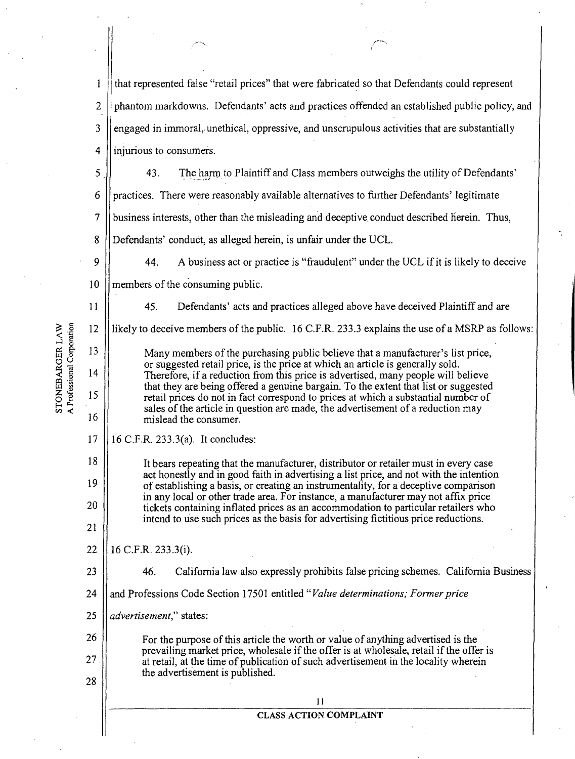that represented false "retail prices" that were fabricated so that Defendants could represent phantom markdowns. Defendants' acts and practices offended an established public policy, and engaged in immoral, unethical, oppressive, and unscrupulous activities that are substantially injurious to consumers.

43. The harm to Plaintiff and Class members outweighs the utility of Defendants' practices. There were reasonably available alternatives to further Defendants' legitimate business interests, other than the misleading and deceptive conduct described herein. Thus, Defendants' conduct, as alleged herein, is unfair under the UCL.

44. A business act or practice is "fraudulent" under the UCL if it is likely to deceive members of the consuming public.

45. Defendants' acts and practices alleged above have deceived Plaintiff and are likely to deceive members of the public. 16 C.F.R. 233.3 explains the use of a MSRP as follows:

> Many members of the purchasing public believe that a manufacturer's list price, or suggested retail price, is the price at which an article is generally sold. Therefore, if a reduction from this price is advertised, many people will believe that they are being offered a genuine bargain. To the extent that list or suggested retail prices do not in fact correspond to prices at which a substantial number of sales of the article in question are made, the advertisement of a reduction may mislead the consumer.

16 C.F.R. 233.3(a). It concludes:

> It bears repeating that the manufacturer, distributor or retailer must in every case act honestly and in good faith in advertising a list price, and not with the intention of establishing a basis, or creating an instrumentality, for a deceptive comparison in any local or other trade area. For instance, a manufacturer may not affix price tickets containing inflated prices as an accommodation to particular retailers who intend to use such prices as the basis for advertising fictitious price reductions.

16 C.F.R. 233.3(i).

46. California law also expressly prohibits false pricing schemes. California Business and Professions Code Section 17501 entitled "*Value determinations; Former price advertisement*," states:

> For the purpose of this article the worth or value of anything advertised is the prevailing market price, wholesale if the offer is at wholesale, retail if the offer is at retail, at the time of publication of such advertisement in the locality wherein the advertisement is published.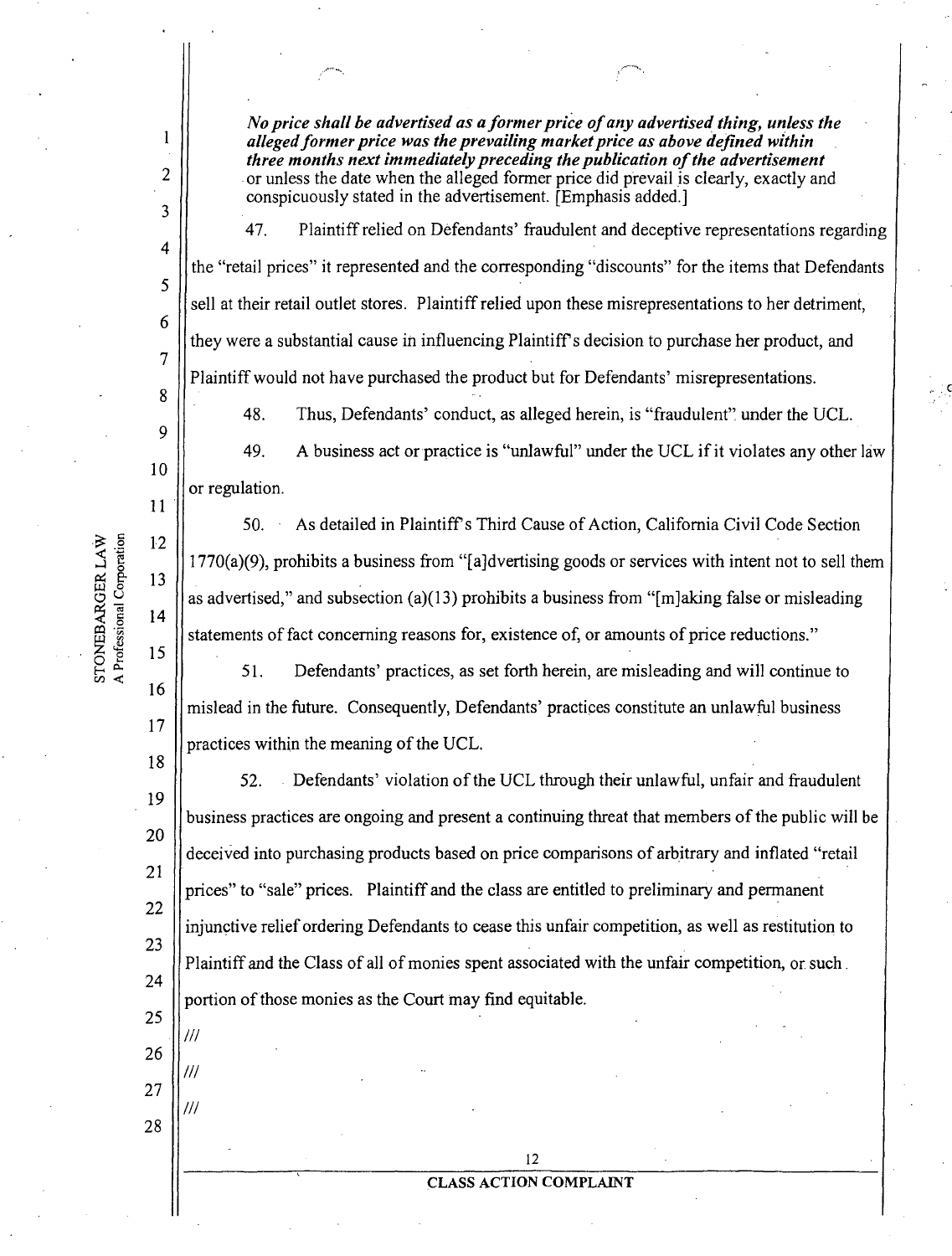*No price shall be advertised as a former price of any advertised thing, unless the alleged former price was the prevailing market price as above defined within three months next immediately preceding the publication of the advertisement* or unless the date when the alleged former price did prevail is clearly, exactly and conspicuously stated in the advertisement. [Emphasis added.]

47. Plaintiff relied on Defendants' fraudulent and deceptive representations regarding the "retail prices" it represented and the corresponding "discounts" for the items that Defendants sell at their retail outlet stores. Plaintiff relied upon these misrepresentations to her detriment, they were a substantial cause in influencing Plaintiff's decision to purchase her product, and Plaintiff would not have purchased the product but for Defendants' misrepresentations.

48. Thus, Defendants' conduct, as alleged herein, is "fraudulent" under the UCL.

49. A business act or practice is "unlawful" under the UCL if it violates any other law or regulation.

50. As detailed in Plaintiff's Third Cause of Action, California Civil Code Section 1770(a)(9), prohibits a business from "[a]dvertising goods or services with intent not to sell them as advertised," and subsection (a)(13) prohibits a business from "[m]aking false or misleading statements of fact concerning reasons for, existence of, or amounts of price reductions."

51. Defendants' practices, as set forth herein, are misleading and will continue to mislead in the future. Consequently, Defendants' practices constitute an unlawful business practices within the meaning of the UCL.

52. Defendants' violation of the UCL through their unlawful, unfair and fraudulent business practices are ongoing and present a continuing threat that members of the public will be deceived into purchasing products based on price comparisons of arbitrary and inflated "retail prices" to "sale" prices. Plaintiff and the class are entitled to preliminary and permanent injunctive relief ordering Defendants to cease this unfair competition, as well as restitution to Plaintiff and the Class of all of monies spent associated with the unfair competition, or such portion of those monies as the Court may find equitable.

///

///

///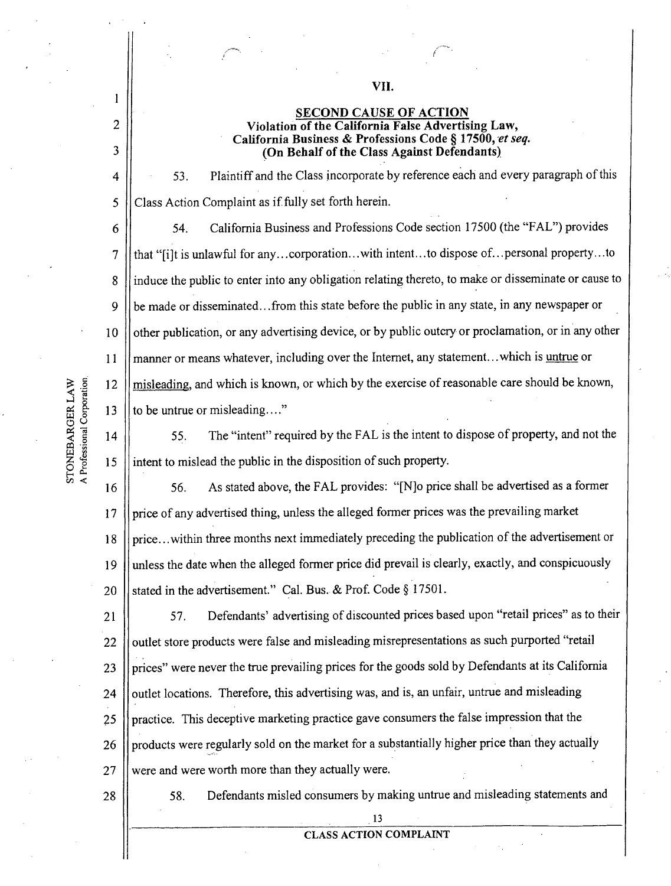## VII.

### SECOND CAUSE OF ACTION

**Violation of the California False Advertising Law,**
**California Business & Professions Code § 17500, *et seq.***
**(On Behalf of the Class Against Defendants)**

53. Plaintiff and the Class incorporate by reference each and every paragraph of this Class Action Complaint as if fully set forth herein.

54. California Business and Professions Code section 17500 (the "FAL") provides that "[i]t is unlawful for any...corporation...with intent...to dispose of...personal property...to induce the public to enter into any obligation relating thereto, to make or disseminate or cause to be made or disseminated...from this state before the public in any state, in any newspaper or other publication, or any advertising device, or by public outcry or proclamation, or in any other manner or means whatever, including over the Internet, any statement...which is untrue or misleading, and which is known, or which by the exercise of reasonable care should be known, to be untrue or misleading...."

55. The "intent" required by the FAL is the intent to dispose of property, and not the intent to mislead the public in the disposition of such property.

56. As stated above, the FAL provides: "[N]o price shall be advertised as a former price of any advertised thing, unless the alleged former prices was the prevailing market price...within three months next immediately preceding the publication of the advertisement or unless the date when the alleged former price did prevail is clearly, exactly, and conspicuously stated in the advertisement." Cal. Bus. & Prof. Code § 17501.

57. Defendants' advertising of discounted prices based upon "retail prices" as to their outlet store products were false and misleading misrepresentations as such purported "retail prices" were never the true prevailing prices for the goods sold by Defendants at its California outlet locations. Therefore, this advertising was, and is, an unfair, untrue and misleading practice. This deceptive marketing practice gave consumers the false impression that the products were regularly sold on the market for a substantially higher price than they actually were and were worth more than they actually were.

58. Defendants misled consumers by making untrue and misleading statements and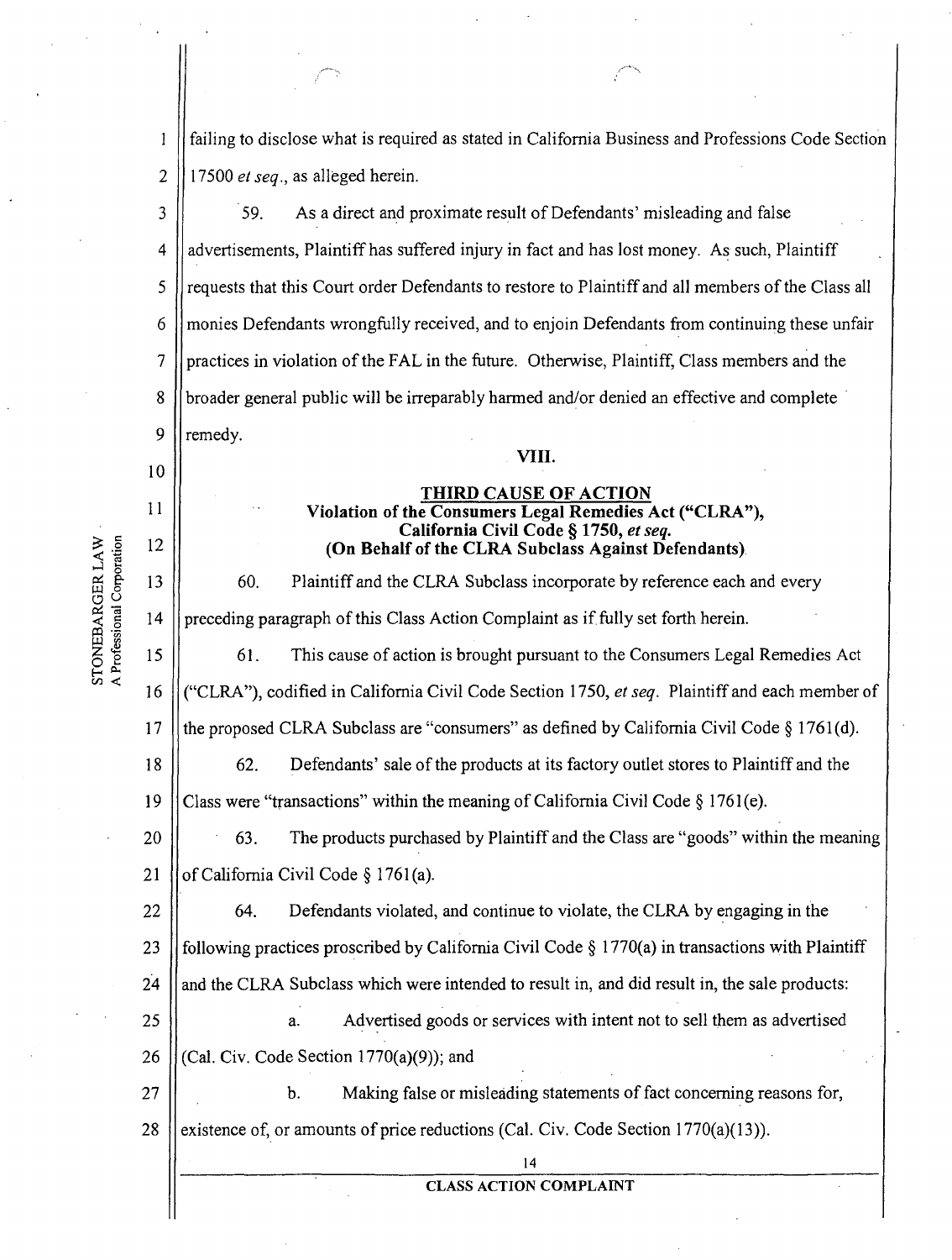failing to disclose what is required as stated in California Business and Professions Code Section 17500 *et seq.*, as alleged herein.

59. As a direct and proximate result of Defendants' misleading and false advertisements, Plaintiff has suffered injury in fact and has lost money. As such, Plaintiff requests that this Court order Defendants to restore to Plaintiff and all members of the Class all monies Defendants wrongfully received, and to enjoin Defendants from continuing these unfair practices in violation of the FAL in the future. Otherwise, Plaintiff, Class members and the broader general public will be irreparably harmed and/or denied an effective and complete remedy.

## VIII.

## THIRD CAUSE OF ACTION

### Violation of the Consumers Legal Remedies Act ("CLRA"), California Civil Code § 1750, *et seq.* (On Behalf of the CLRA Subclass Against Defendants)

60. Plaintiff and the CLRA Subclass incorporate by reference each and every preceding paragraph of this Class Action Complaint as if fully set forth herein.

61. This cause of action is brought pursuant to the Consumers Legal Remedies Act ("CLRA"), codified in California Civil Code Section 1750, *et seq.* Plaintiff and each member of the proposed CLRA Subclass are "consumers" as defined by California Civil Code § 1761(d).

62. Defendants' sale of the products at its factory outlet stores to Plaintiff and the Class were "transactions" within the meaning of California Civil Code § 1761(e).

63. The products purchased by Plaintiff and the Class are "goods" within the meaning of California Civil Code § 1761(a).

64. Defendants violated, and continue to violate, the CLRA by engaging in the following practices proscribed by California Civil Code § 1770(a) in transactions with Plaintiff and the CLRA Subclass which were intended to result in, and did result in, the sale products:

a. Advertised goods or services with intent not to sell them as advertised (Cal. Civ. Code Section 1770(a)(9)); and

b. Making false or misleading statements of fact concerning reasons for, existence of, or amounts of price reductions (Cal. Civ. Code Section 1770(a)(13)).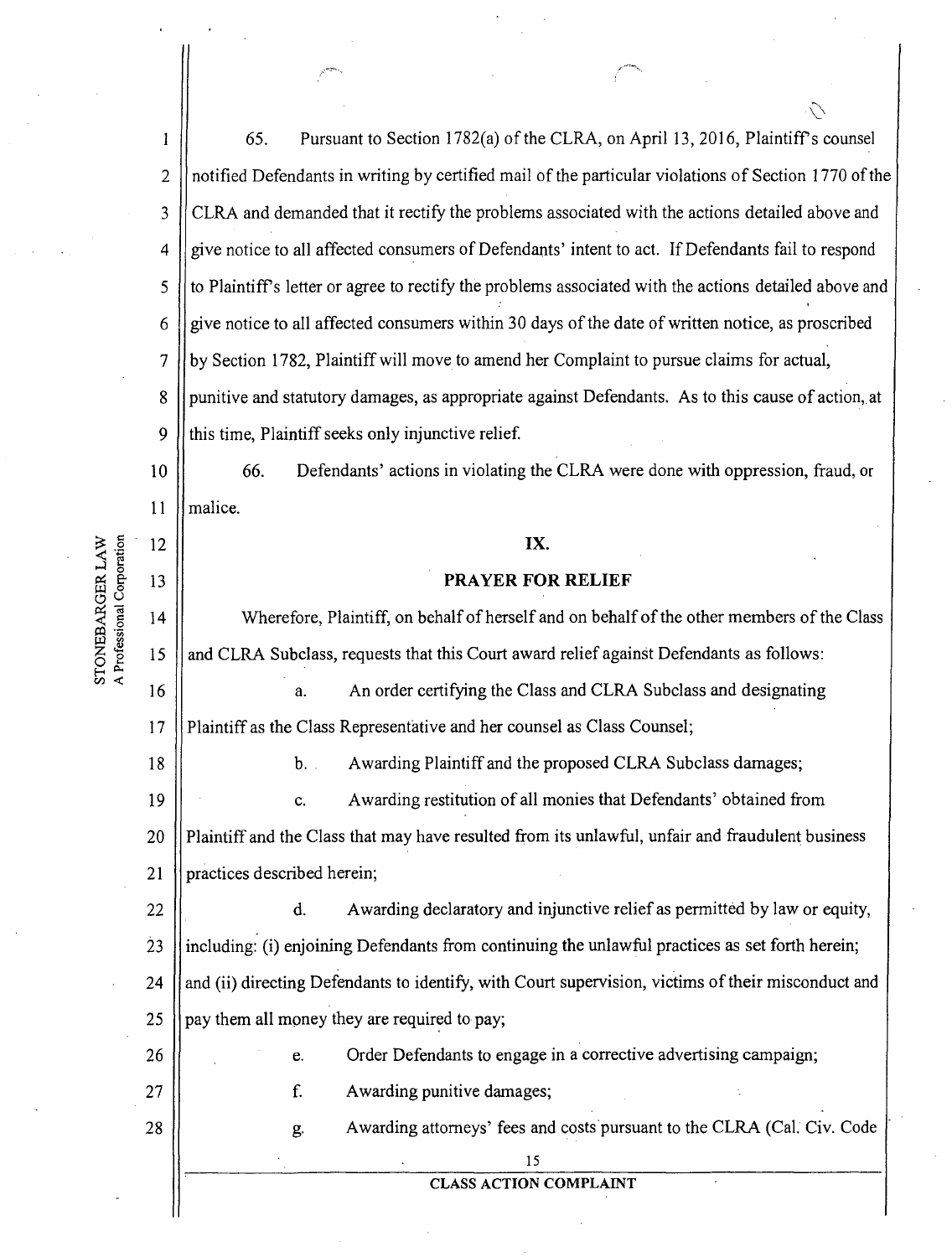65. Pursuant to Section 1782(a) of the CLRA, on April 13, 2016, Plaintiff's counsel notified Defendants in writing by certified mail of the particular violations of Section 1770 of the CLRA and demanded that it rectify the problems associated with the actions detailed above and give notice to all affected consumers of Defendants' intent to act. If Defendants fail to respond to Plaintiff's letter or agree to rectify the problems associated with the actions detailed above and give notice to all affected consumers within 30 days of the date of written notice, as proscribed by Section 1782, Plaintiff will move to amend her Complaint to pursue claims for actual, punitive and statutory damages, as appropriate against Defendants. As to this cause of action, at this time, Plaintiff seeks only injunctive relief.

66. Defendants' actions in violating the CLRA were done with oppression, fraud, or malice.

## IX.

## PRAYER FOR RELIEF

Wherefore, Plaintiff, on behalf of herself and on behalf of the other members of the Class and CLRA Subclass, requests that this Court award relief against Defendants as follows:

a. An order certifying the Class and CLRA Subclass and designating Plaintiff as the Class Representative and her counsel as Class Counsel;

b. Awarding Plaintiff and the proposed CLRA Subclass damages;

c. Awarding restitution of all monies that Defendants' obtained from Plaintiff and the Class that may have resulted from its unlawful, unfair and fraudulent business practices described herein;

d. Awarding declaratory and injunctive relief as permitted by law or equity, including: (i) enjoining Defendants from continuing the unlawful practices as set forth herein; and (ii) directing Defendants to identify, with Court supervision, victims of their misconduct and pay them all money they are required to pay;

e. Order Defendants to engage in a corrective advertising campaign;

f. Awarding punitive damages;

g. Awarding attorneys' fees and costs pursuant to the CLRA (Cal. Civ. Code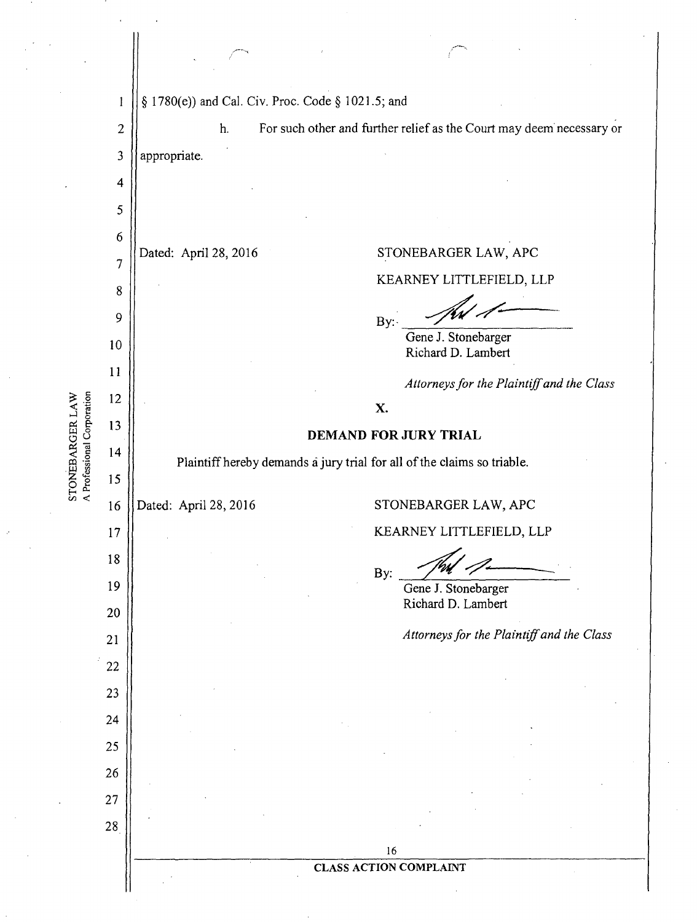§ 1780(e)) and Cal. Civ. Proc. Code § 1021.5; and

h. For such other and further relief as the Court may deem necessary or appropriate.

Dated: April 28, 2016

STONEBARGER LAW, APC
KEARNEY LITTLEFIELD, LLP

By: ____________________
Gene J. Stonebarger
Richard D. Lambert

*Attorneys for the Plaintiff and the Class*

## X.

## DEMAND FOR JURY TRIAL

Plaintiff hereby demands a jury trial for all of the claims so triable.

Dated: April 28, 2016

STONEBARGER LAW, APC
KEARNEY LITTLEFIELD, LLP

By: ____________________
Gene J. Stonebarger
Richard D. Lambert

*Attorneys for the Plaintiff and the Class*